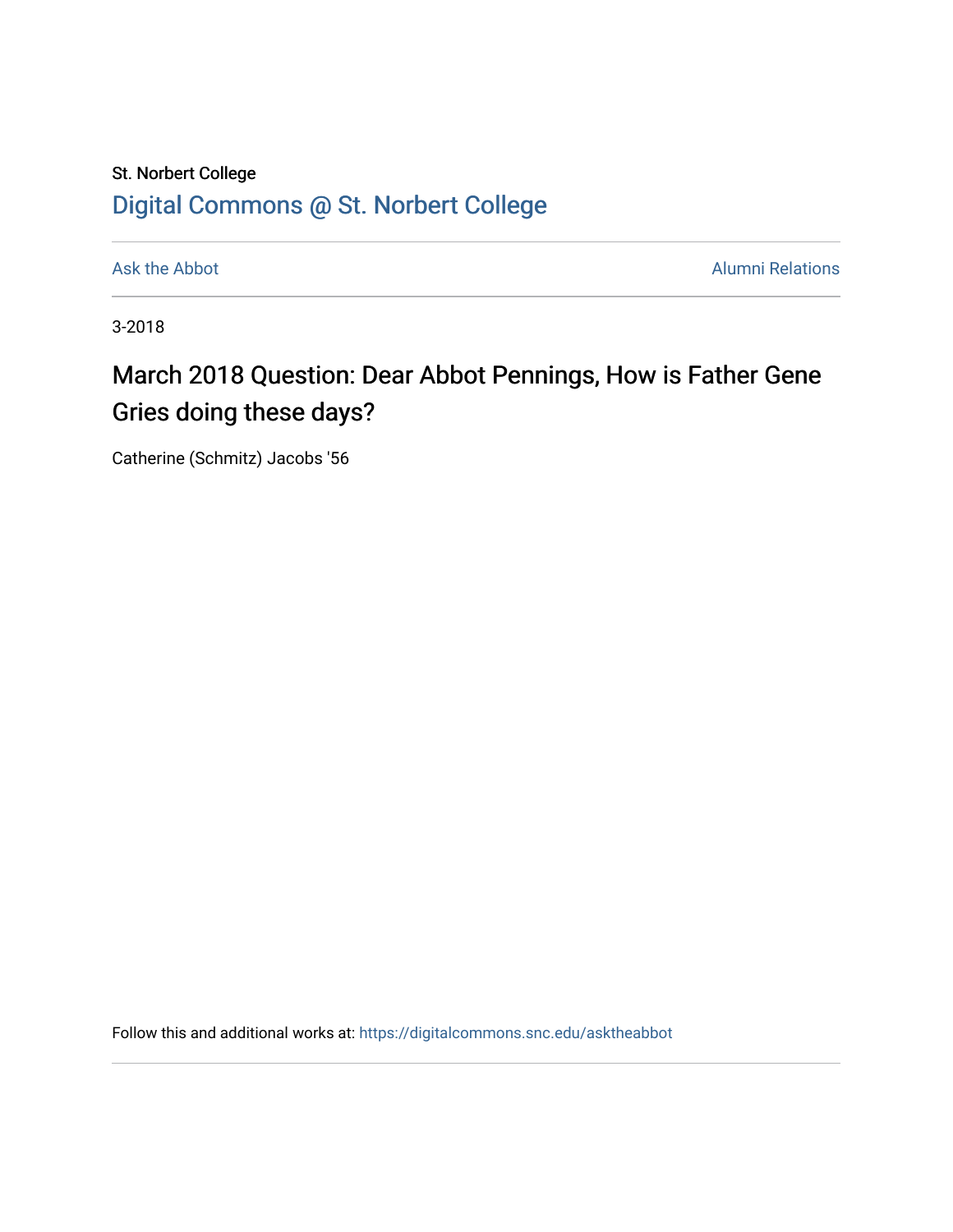St. Norbert College

Digital Commons @ St. Norbert College

Ask the Abbot

Alumni Relations

3-2018

# March 2018 Question: Dear Abbot Pennings, How is Father Gene Gries doing these days?

Catherine (Schmitz) Jacobs '56

Follow this and additional works at: https://digitalcommons.snc.edu/asktheabbot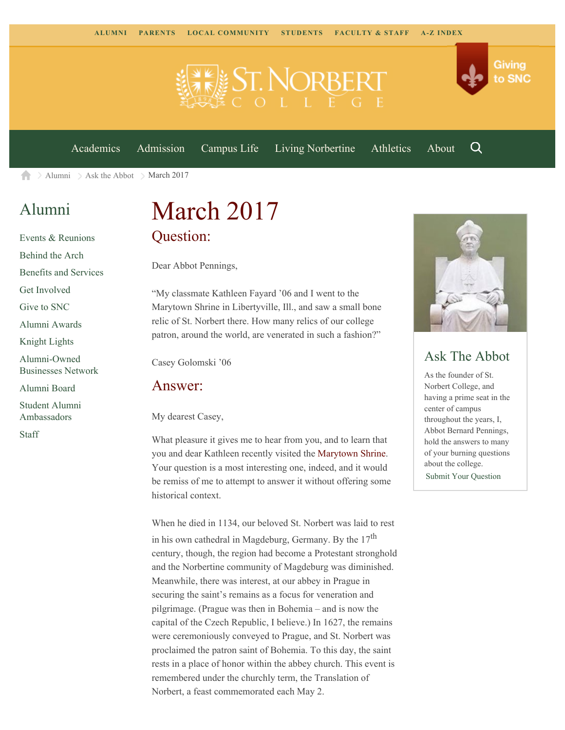ALUMNI PARENTS LOCAL COMMUNITY STUDENTS FACULTY & STAFF A-Z INDEX

Giving to SNC

Academics Admission Campus Life Living Norbertine Athletics About

Alumni > Ask the Abbot > March 2017

## Alumni

- Events & Reunions
- Behind the Arch
- Benefits and Services
- Get Involved
- Give to SNC
- Alumni Awards
- Knight Lights
- Alumni-Owned Businesses Network
- Alumni Board
- Student Alumni Ambassadors
- Staff

# March 2017

## Question:

Dear Abbot Pennings,

"My classmate Kathleen Fayard '06 and I went to the Marytown Shrine in Libertyville, Ill., and saw a small bone relic of St. Norbert there. How many relics of our college patron, around the world, are venerated in such a fashion?"

Casey Golomski '06

## Answer:

My dearest Casey,

What pleasure it gives me to hear from you, and to learn that you and dear Kathleen recently visited the Marytown Shrine. Your question is a most interesting one, indeed, and it would be remiss of me to attempt to answer it without offering some historical context.

When he died in 1134, our beloved St. Norbert was laid to rest in his own cathedral in Magdeburg, Germany. By the 17th century, though, the region had become a Protestant stronghold and the Norbertine community of Magdeburg was diminished. Meanwhile, there was interest, at our abbey in Prague in securing the saint's remains as a focus for veneration and pilgrimage. (Prague was then in Bohemia – and is now the capital of the Czech Republic, I believe.) In 1627, the remains were ceremoniously conveyed to Prague, and St. Norbert was proclaimed the patron saint of Bohemia. To this day, the saint rests in a place of honor within the abbey church. This event is remembered under the churchly term, the Translation of Norbert, a feast commemorated each May 2.

## Ask The Abbot

As the founder of St. Norbert College, and having a prime seat in the center of campus throughout the years, I, Abbot Bernard Pennings, hold the answers to many of your burning questions about the college.

Submit Your Question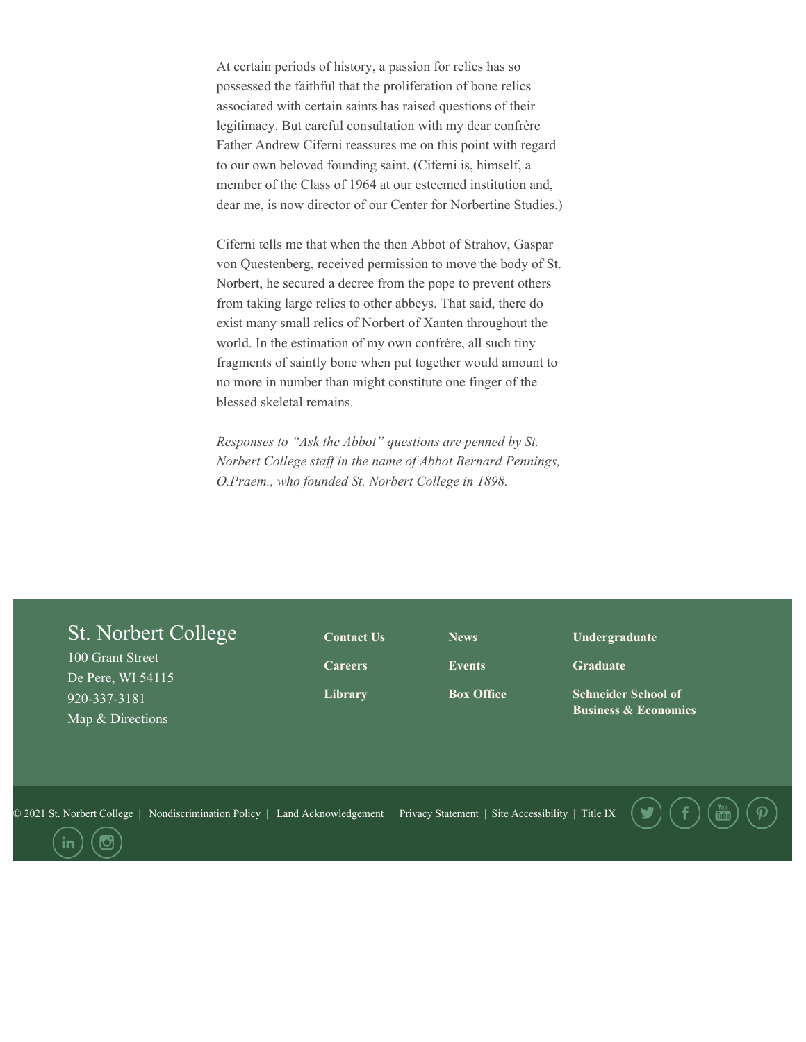At certain periods of history, a passion for relics has so possessed the faithful that the proliferation of bone relics associated with certain saints has raised questions of their legitimacy. But careful consultation with my dear confrère Father Andrew Ciferni reassures me on this point with regard to our own beloved founding saint. (Ciferni is, himself, a member of the Class of 1964 at our esteemed institution and, dear me, is now director of our Center for Norbertine Studies.)

Ciferni tells me that when the then Abbot of Strahov, Gaspar von Questenberg, received permission to move the body of St. Norbert, he secured a decree from the pope to prevent others from taking large relics to other abbeys. That said, there do exist many small relics of Norbert of Xanten throughout the world. In the estimation of my own confrère, all such tiny fragments of saintly bone when put together would amount to no more in number than might constitute one finger of the blessed skeletal remains.

*Responses to "Ask the Abbot" questions are penned by St. Norbert College staff in the name of Abbot Bernard Pennings, O.Praem., who founded St. Norbert College in 1898.*

St. Norbert College
100 Grant Street
De Pere, WI 54115
920-337-3181
Map & Directions

**Contact Us**
**Careers**
**Library**
**News**
**Events**
**Box Office**
**Undergraduate**
**Graduate**
**Schneider School of Business & Economics**

© 2021 St. Norbert College | Nondiscrimination Policy | Land Acknowledgement | Privacy Statement | Site Accessibility | Title IX